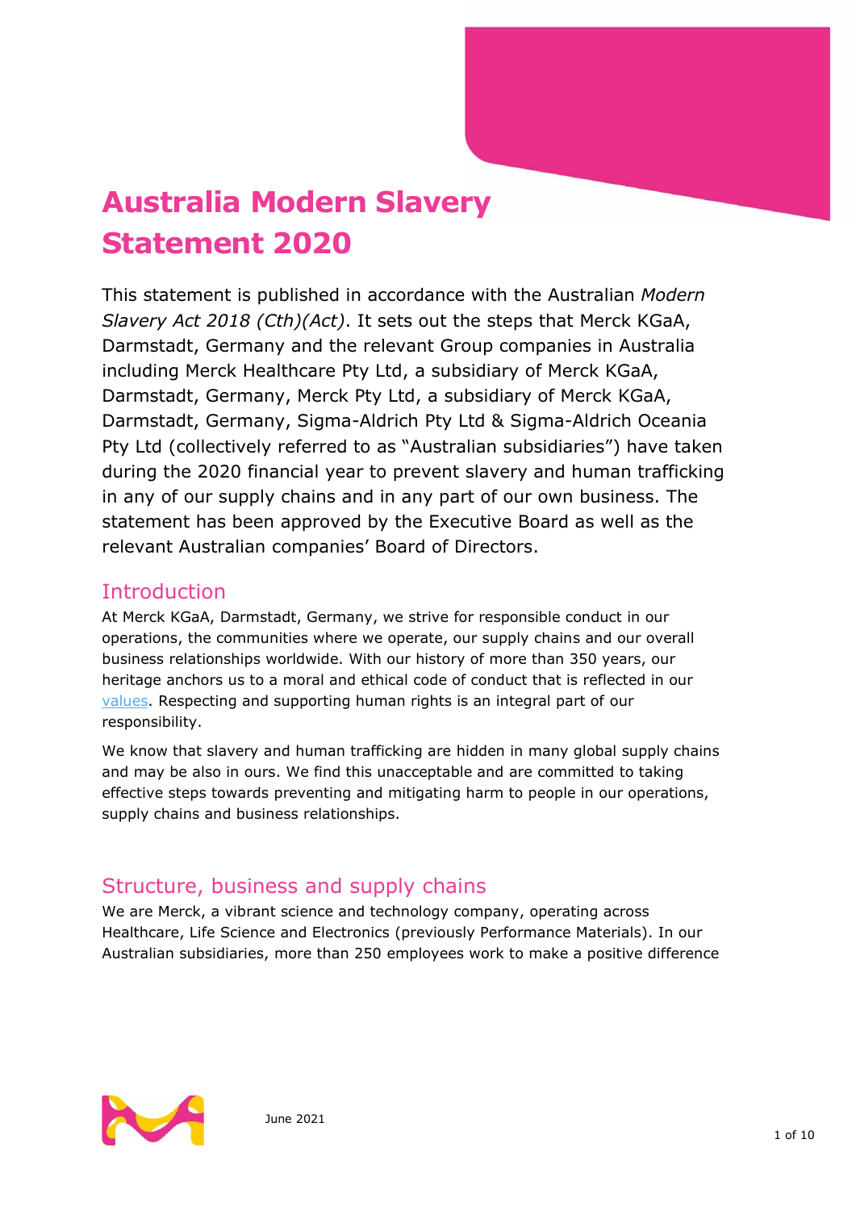# Australia Modern Slavery Statement 2020

This statement is published in accordance with the Australian *Modern Slavery Act 2018 (Cth)(Act)*. It sets out the steps that Merck KGaA, Darmstadt, Germany and the relevant Group companies in Australia including Merck Healthcare Pty Ltd, a subsidiary of Merck KGaA, Darmstadt, Germany, Merck Pty Ltd, a subsidiary of Merck KGaA, Darmstadt, Germany, Sigma-Aldrich Pty Ltd & Sigma-Aldrich Oceania Pty Ltd (collectively referred to as "Australian subsidiaries") have taken during the 2020 financial year to prevent slavery and human trafficking in any of our supply chains and in any part of our own business. The statement has been approved by the Executive Board as well as the relevant Australian companies' Board of Directors.

## Introduction

At Merck KGaA, Darmstadt, Germany, we strive for responsible conduct in our operations, the communities where we operate, our supply chains and our overall business relationships worldwide. With our history of more than 350 years, our heritage anchors us to a moral and ethical code of conduct that is reflected in our values. Respecting and supporting human rights is an integral part of our responsibility.

We know that slavery and human trafficking are hidden in many global supply chains and may be also in ours. We find this unacceptable and are committed to taking effective steps towards preventing and mitigating harm to people in our operations, supply chains and business relationships.

## Structure, business and supply chains

We are Merck, a vibrant science and technology company, operating across Healthcare, Life Science and Electronics (previously Performance Materials). In our Australian subsidiaries, more than 250 employees work to make a positive difference

June 2021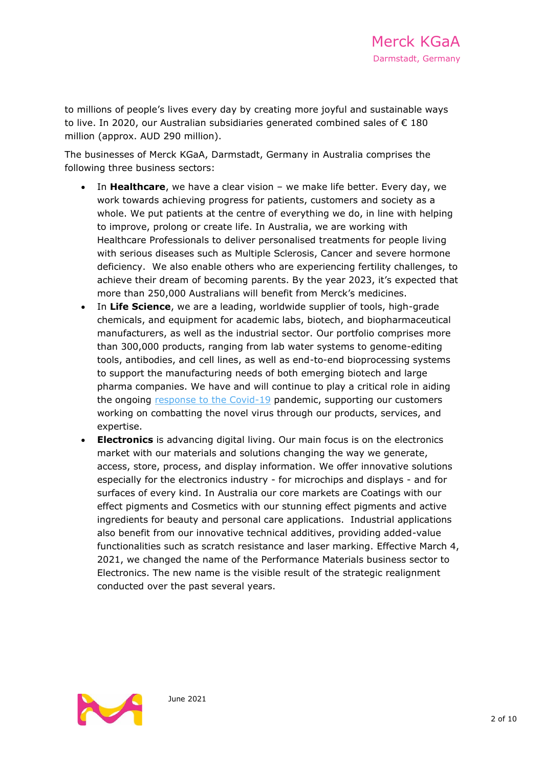to millions of people's lives every day by creating more joyful and sustainable ways to live. In 2020, our Australian subsidiaries generated combined sales of € 180 million (approx. AUD 290 million).

The businesses of Merck KGaA, Darmstadt, Germany in Australia comprises the following three business sectors:

- In **Healthcare**, we have a clear vision – we make life better. Every day, we work towards achieving progress for patients, customers and society as a whole. We put patients at the centre of everything we do, in line with helping to improve, prolong or create life. In Australia, we are working with Healthcare Professionals to deliver personalised treatments for people living with serious diseases such as Multiple Sclerosis, Cancer and severe hormone deficiency. We also enable others who are experiencing fertility challenges, to achieve their dream of becoming parents. By the year 2023, it's expected that more than 250,000 Australians will benefit from Merck's medicines.
- In **Life Science**, we are a leading, worldwide supplier of tools, high-grade chemicals, and equipment for academic labs, biotech, and biopharmaceutical manufacturers, as well as the industrial sector. Our portfolio comprises more than 300,000 products, ranging from lab water systems to genome-editing tools, antibodies, and cell lines, as well as end-to-end bioprocessing systems to support the manufacturing needs of both emerging biotech and large pharma companies. We have and will continue to play a critical role in aiding the ongoing response to the Covid-19 pandemic, supporting our customers working on combatting the novel virus through our products, services, and expertise.
- **Electronics** is advancing digital living. Our main focus is on the electronics market with our materials and solutions changing the way we generate, access, store, process, and display information. We offer innovative solutions especially for the electronics industry - for microchips and displays - and for surfaces of every kind. In Australia our core markets are Coatings with our effect pigments and Cosmetics with our stunning effect pigments and active ingredients for beauty and personal care applications. Industrial applications also benefit from our innovative technical additives, providing added-value functionalities such as scratch resistance and laser marking. Effective March 4, 2021, we changed the name of the Performance Materials business sector to Electronics. The new name is the visible result of the strategic realignment conducted over the past several years.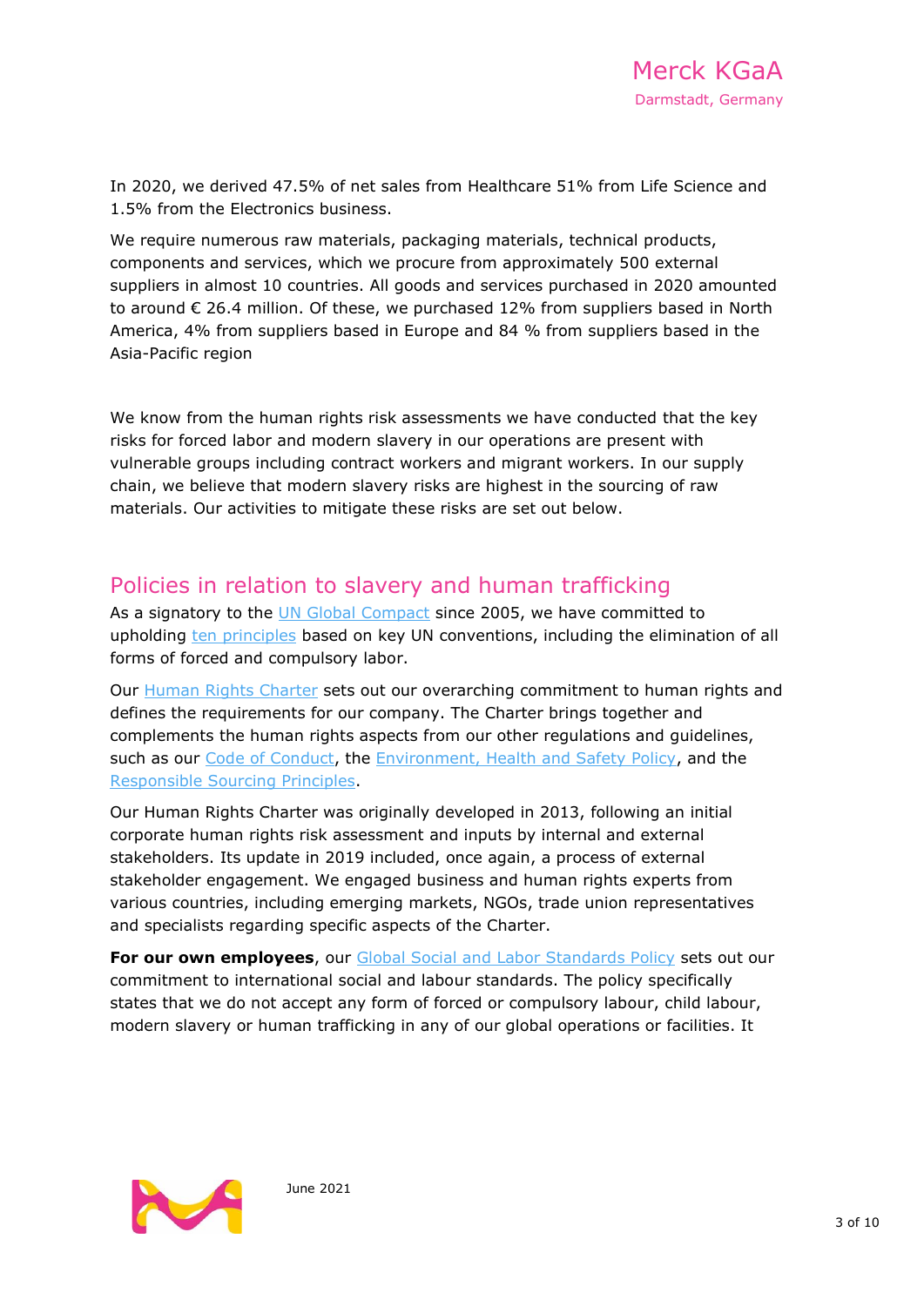In 2020, we derived 47.5% of net sales from Healthcare 51% from Life Science and 1.5% from the Electronics business.

We require numerous raw materials, packaging materials, technical products, components and services, which we procure from approximately 500 external suppliers in almost 10 countries. All goods and services purchased in 2020 amounted to around € 26.4 million. Of these, we purchased 12% from suppliers based in North America, 4% from suppliers based in Europe and 84 % from suppliers based in the Asia-Pacific region

We know from the human rights risk assessments we have conducted that the key risks for forced labor and modern slavery in our operations are present with vulnerable groups including contract workers and migrant workers. In our supply chain, we believe that modern slavery risks are highest in the sourcing of raw materials. Our activities to mitigate these risks are set out below.

## Policies in relation to slavery and human trafficking

As a signatory to the UN Global Compact since 2005, we have committed to upholding ten principles based on key UN conventions, including the elimination of all forms of forced and compulsory labor.

Our Human Rights Charter sets out our overarching commitment to human rights and defines the requirements for our company. The Charter brings together and complements the human rights aspects from our other regulations and guidelines, such as our Code of Conduct, the Environment, Health and Safety Policy, and the Responsible Sourcing Principles.

Our Human Rights Charter was originally developed in 2013, following an initial corporate human rights risk assessment and inputs by internal and external stakeholders. Its update in 2019 included, once again, a process of external stakeholder engagement. We engaged business and human rights experts from various countries, including emerging markets, NGOs, trade union representatives and specialists regarding specific aspects of the Charter.

**For our own employees**, our Global Social and Labor Standards Policy sets out our commitment to international social and labour standards. The policy specifically states that we do not accept any form of forced or compulsory labour, child labour, modern slavery or human trafficking in any of our global operations or facilities. It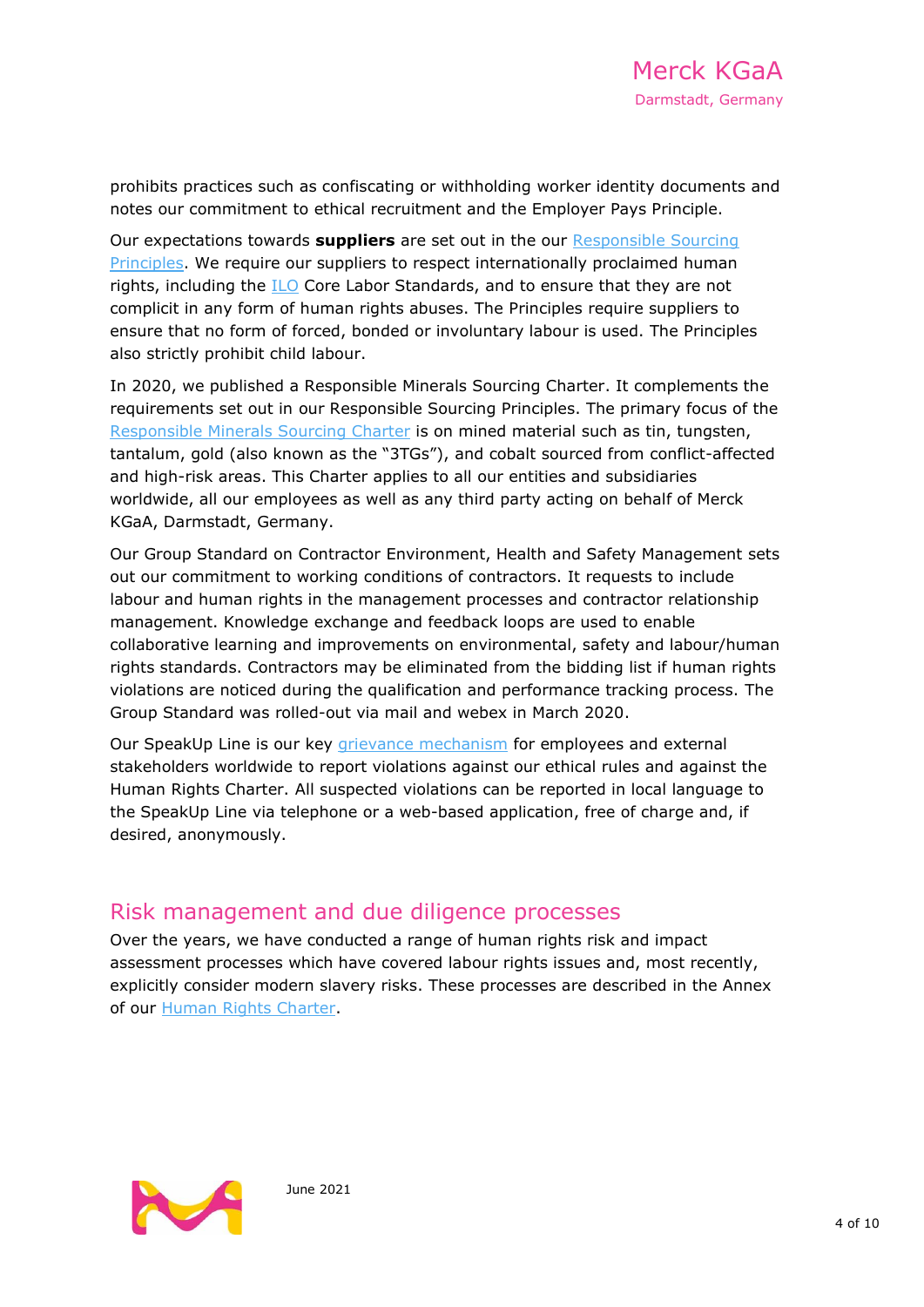prohibits practices such as confiscating or withholding worker identity documents and notes our commitment to ethical recruitment and the Employer Pays Principle.

Our expectations towards **suppliers** are set out in the our Responsible Sourcing Principles. We require our suppliers to respect internationally proclaimed human rights, including the ILO Core Labor Standards, and to ensure that they are not complicit in any form of human rights abuses. The Principles require suppliers to ensure that no form of forced, bonded or involuntary labour is used. The Principles also strictly prohibit child labour.

In 2020, we published a Responsible Minerals Sourcing Charter. It complements the requirements set out in our Responsible Sourcing Principles. The primary focus of the Responsible Minerals Sourcing Charter is on mined material such as tin, tungsten, tantalum, gold (also known as the "3TGs"), and cobalt sourced from conflict-affected and high-risk areas. This Charter applies to all our entities and subsidiaries worldwide, all our employees as well as any third party acting on behalf of Merck KGaA, Darmstadt, Germany.

Our Group Standard on Contractor Environment, Health and Safety Management sets out our commitment to working conditions of contractors. It requests to include labour and human rights in the management processes and contractor relationship management. Knowledge exchange and feedback loops are used to enable collaborative learning and improvements on environmental, safety and labour/human rights standards. Contractors may be eliminated from the bidding list if human rights violations are noticed during the qualification and performance tracking process. The Group Standard was rolled-out via mail and webex in March 2020.

Our SpeakUp Line is our key grievance mechanism for employees and external stakeholders worldwide to report violations against our ethical rules and against the Human Rights Charter. All suspected violations can be reported in local language to the SpeakUp Line via telephone or a web-based application, free of charge and, if desired, anonymously.

## Risk management and due diligence processes

Over the years, we have conducted a range of human rights risk and impact assessment processes which have covered labour rights issues and, most recently, explicitly consider modern slavery risks. These processes are described in the Annex of our Human Rights Charter.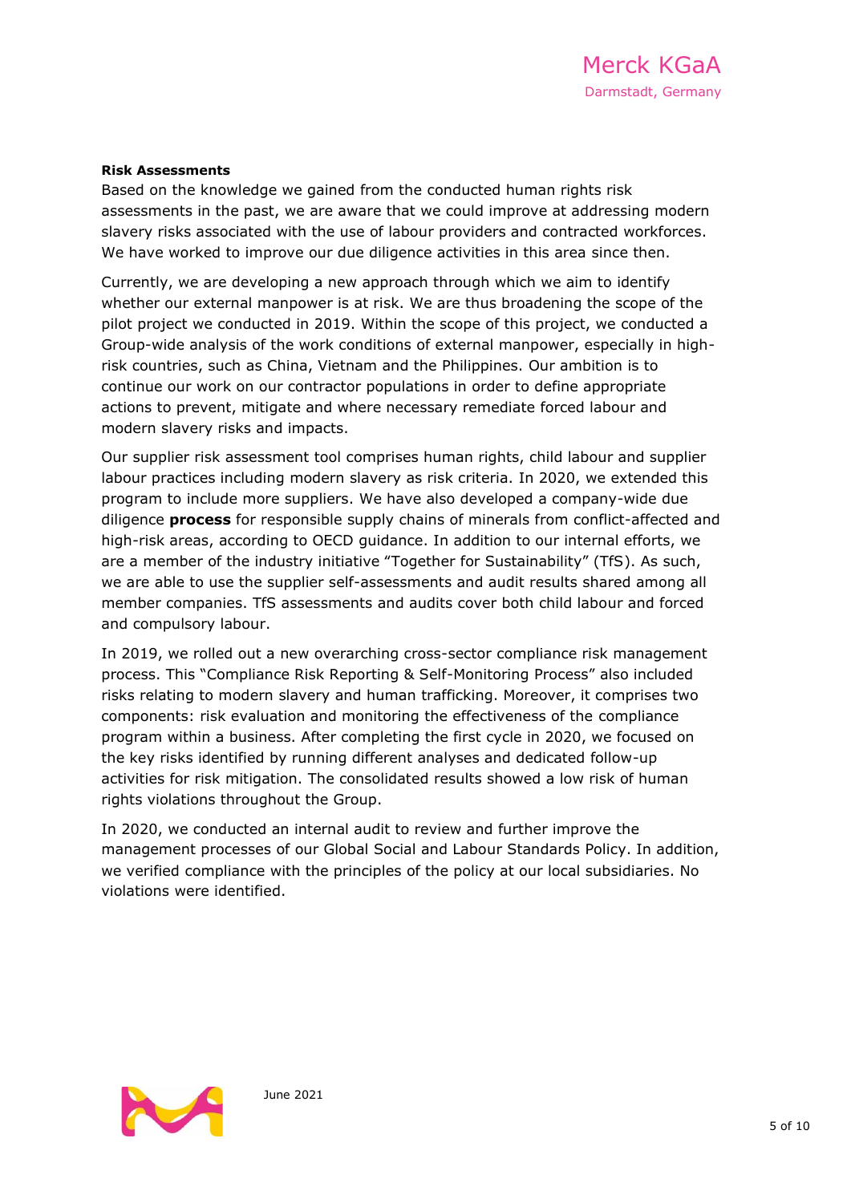**Risk Assessments**

Based on the knowledge we gained from the conducted human rights risk assessments in the past, we are aware that we could improve at addressing modern slavery risks associated with the use of labour providers and contracted workforces. We have worked to improve our due diligence activities in this area since then.

Currently, we are developing a new approach through which we aim to identify whether our external manpower is at risk. We are thus broadening the scope of the pilot project we conducted in 2019. Within the scope of this project, we conducted a Group-wide analysis of the work conditions of external manpower, especially in high-risk countries, such as China, Vietnam and the Philippines. Our ambition is to continue our work on our contractor populations in order to define appropriate actions to prevent, mitigate and where necessary remediate forced labour and modern slavery risks and impacts.

Our supplier risk assessment tool comprises human rights, child labour and supplier labour practices including modern slavery as risk criteria. In 2020, we extended this program to include more suppliers. We have also developed a company-wide due diligence **process** for responsible supply chains of minerals from conflict-affected and high-risk areas, according to OECD guidance. In addition to our internal efforts, we are a member of the industry initiative "Together for Sustainability" (TfS). As such, we are able to use the supplier self-assessments and audit results shared among all member companies. TfS assessments and audits cover both child labour and forced and compulsory labour.

In 2019, we rolled out a new overarching cross-sector compliance risk management process. This "Compliance Risk Reporting & Self-Monitoring Process" also included risks relating to modern slavery and human trafficking. Moreover, it comprises two components: risk evaluation and monitoring the effectiveness of the compliance program within a business. After completing the first cycle in 2020, we focused on the key risks identified by running different analyses and dedicated follow-up activities for risk mitigation. The consolidated results showed a low risk of human rights violations throughout the Group.

In 2020, we conducted an internal audit to review and further improve the management processes of our Global Social and Labour Standards Policy. In addition, we verified compliance with the principles of the policy at our local subsidiaries. No violations were identified.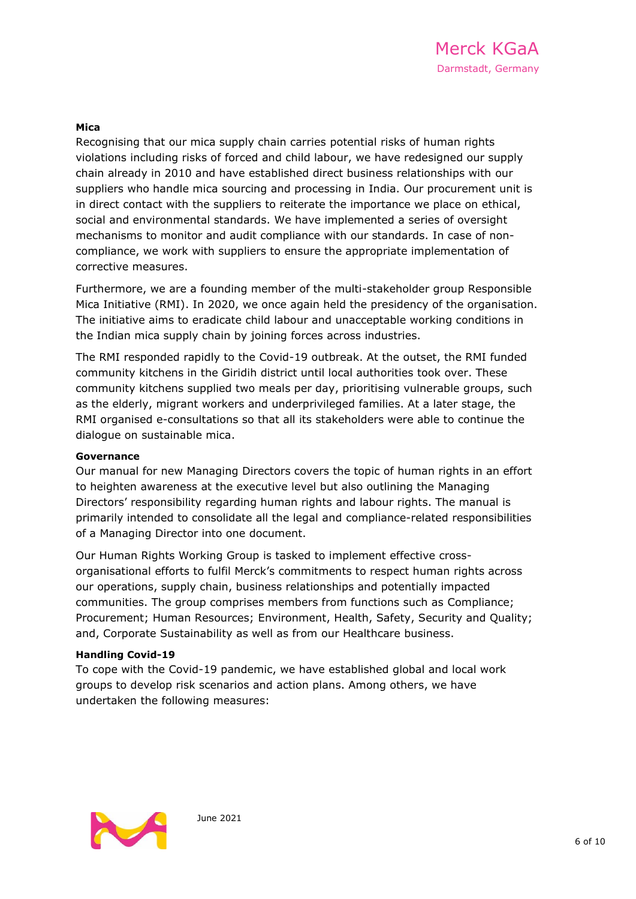**Mica**

Recognising that our mica supply chain carries potential risks of human rights violations including risks of forced and child labour, we have redesigned our supply chain already in 2010 and have established direct business relationships with our suppliers who handle mica sourcing and processing in India. Our procurement unit is in direct contact with the suppliers to reiterate the importance we place on ethical, social and environmental standards. We have implemented a series of oversight mechanisms to monitor and audit compliance with our standards. In case of non-compliance, we work with suppliers to ensure the appropriate implementation of corrective measures.

Furthermore, we are a founding member of the multi-stakeholder group Responsible Mica Initiative (RMI). In 2020, we once again held the presidency of the organisation. The initiative aims to eradicate child labour and unacceptable working conditions in the Indian mica supply chain by joining forces across industries.

The RMI responded rapidly to the Covid-19 outbreak. At the outset, the RMI funded community kitchens in the Giridih district until local authorities took over. These community kitchens supplied two meals per day, prioritising vulnerable groups, such as the elderly, migrant workers and underprivileged families. At a later stage, the RMI organised e-consultations so that all its stakeholders were able to continue the dialogue on sustainable mica.

**Governance**

Our manual for new Managing Directors covers the topic of human rights in an effort to heighten awareness at the executive level but also outlining the Managing Directors' responsibility regarding human rights and labour rights. The manual is primarily intended to consolidate all the legal and compliance-related responsibilities of a Managing Director into one document.

Our Human Rights Working Group is tasked to implement effective cross-organisational efforts to fulfil Merck's commitments to respect human rights across our operations, supply chain, business relationships and potentially impacted communities. The group comprises members from functions such as Compliance; Procurement; Human Resources; Environment, Health, Safety, Security and Quality; and, Corporate Sustainability as well as from our Healthcare business.

**Handling Covid-19**

To cope with the Covid-19 pandemic, we have established global and local work groups to develop risk scenarios and action plans. Among others, we have undertaken the following measures: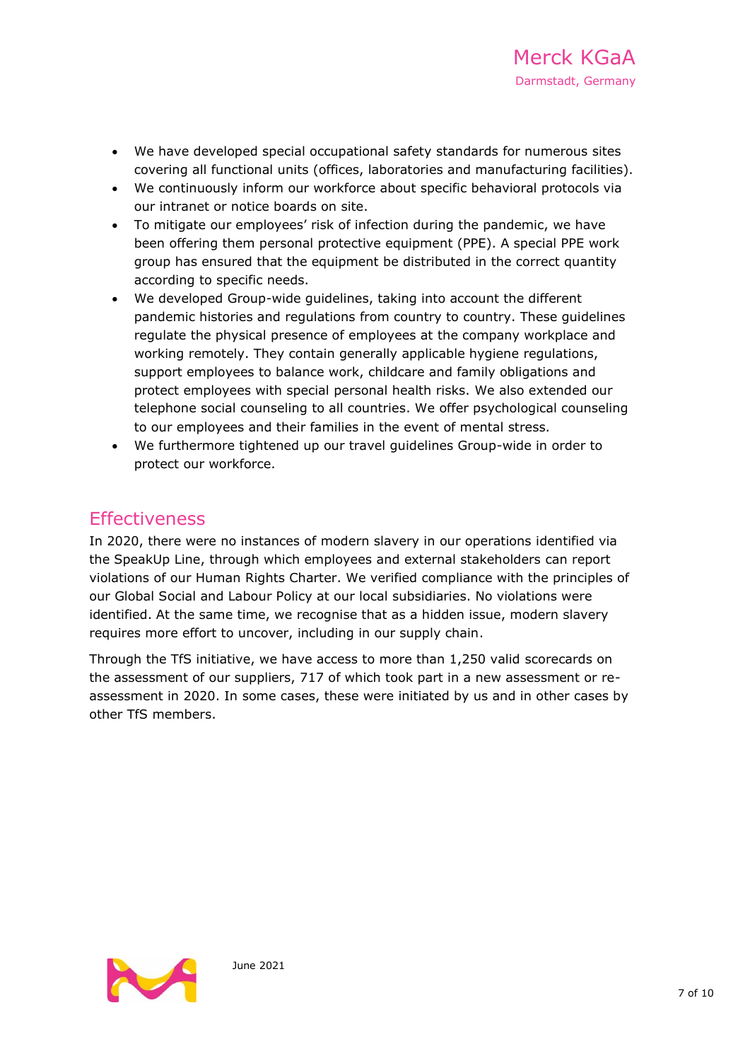- We have developed special occupational safety standards for numerous sites covering all functional units (offices, laboratories and manufacturing facilities).
- We continuously inform our workforce about specific behavioral protocols via our intranet or notice boards on site.
- To mitigate our employees' risk of infection during the pandemic, we have been offering them personal protective equipment (PPE). A special PPE work group has ensured that the equipment be distributed in the correct quantity according to specific needs.
- We developed Group-wide guidelines, taking into account the different pandemic histories and regulations from country to country. These guidelines regulate the physical presence of employees at the company workplace and working remotely. They contain generally applicable hygiene regulations, support employees to balance work, childcare and family obligations and protect employees with special personal health risks. We also extended our telephone social counseling to all countries. We offer psychological counseling to our employees and their families in the event of mental stress.
- We furthermore tightened up our travel guidelines Group-wide in order to protect our workforce.

## Effectiveness

In 2020, there were no instances of modern slavery in our operations identified via the SpeakUp Line, through which employees and external stakeholders can report violations of our Human Rights Charter. We verified compliance with the principles of our Global Social and Labour Policy at our local subsidiaries. No violations were identified. At the same time, we recognise that as a hidden issue, modern slavery requires more effort to uncover, including in our supply chain.

Through the TfS initiative, we have access to more than 1,250 valid scorecards on the assessment of our suppliers, 717 of which took part in a new assessment or re-assessment in 2020. In some cases, these were initiated by us and in other cases by other TfS members.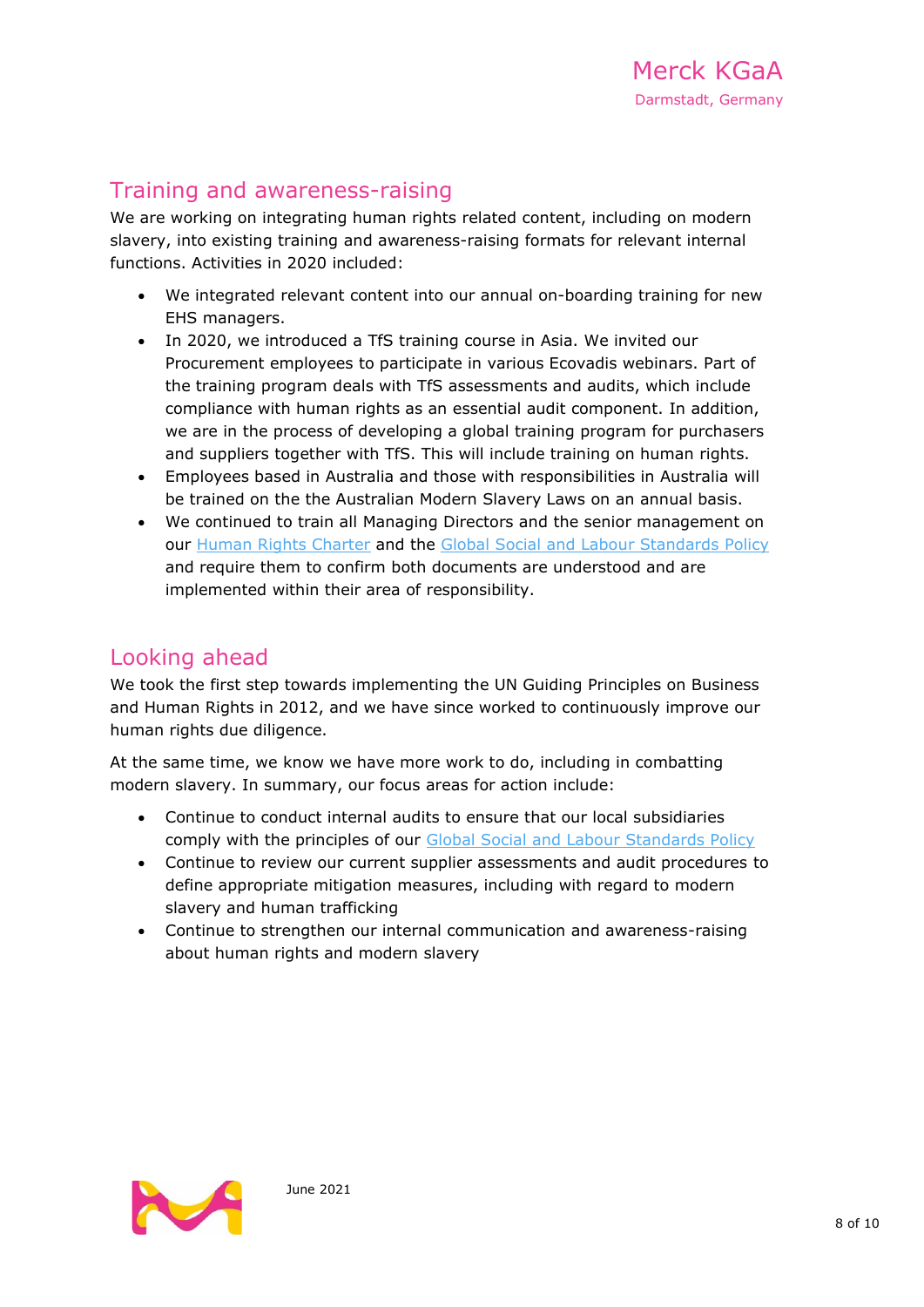## Training and awareness-raising

We are working on integrating human rights related content, including on modern slavery, into existing training and awareness-raising formats for relevant internal functions. Activities in 2020 included:

- We integrated relevant content into our annual on-boarding training for new EHS managers.
- In 2020, we introduced a TfS training course in Asia. We invited our Procurement employees to participate in various Ecovadis webinars. Part of the training program deals with TfS assessments and audits, which include compliance with human rights as an essential audit component. In addition, we are in the process of developing a global training program for purchasers and suppliers together with TfS. This will include training on human rights.
- Employees based in Australia and those with responsibilities in Australia will be trained on the the Australian Modern Slavery Laws on an annual basis.
- We continued to train all Managing Directors and the senior management on our Human Rights Charter and the Global Social and Labour Standards Policy and require them to confirm both documents are understood and are implemented within their area of responsibility.

## Looking ahead

We took the first step towards implementing the UN Guiding Principles on Business and Human Rights in 2012, and we have since worked to continuously improve our human rights due diligence.

At the same time, we know we have more work to do, including in combatting modern slavery. In summary, our focus areas for action include:

- Continue to conduct internal audits to ensure that our local subsidiaries comply with the principles of our Global Social and Labour Standards Policy
- Continue to review our current supplier assessments and audit procedures to define appropriate mitigation measures, including with regard to modern slavery and human trafficking
- Continue to strengthen our internal communication and awareness-raising about human rights and modern slavery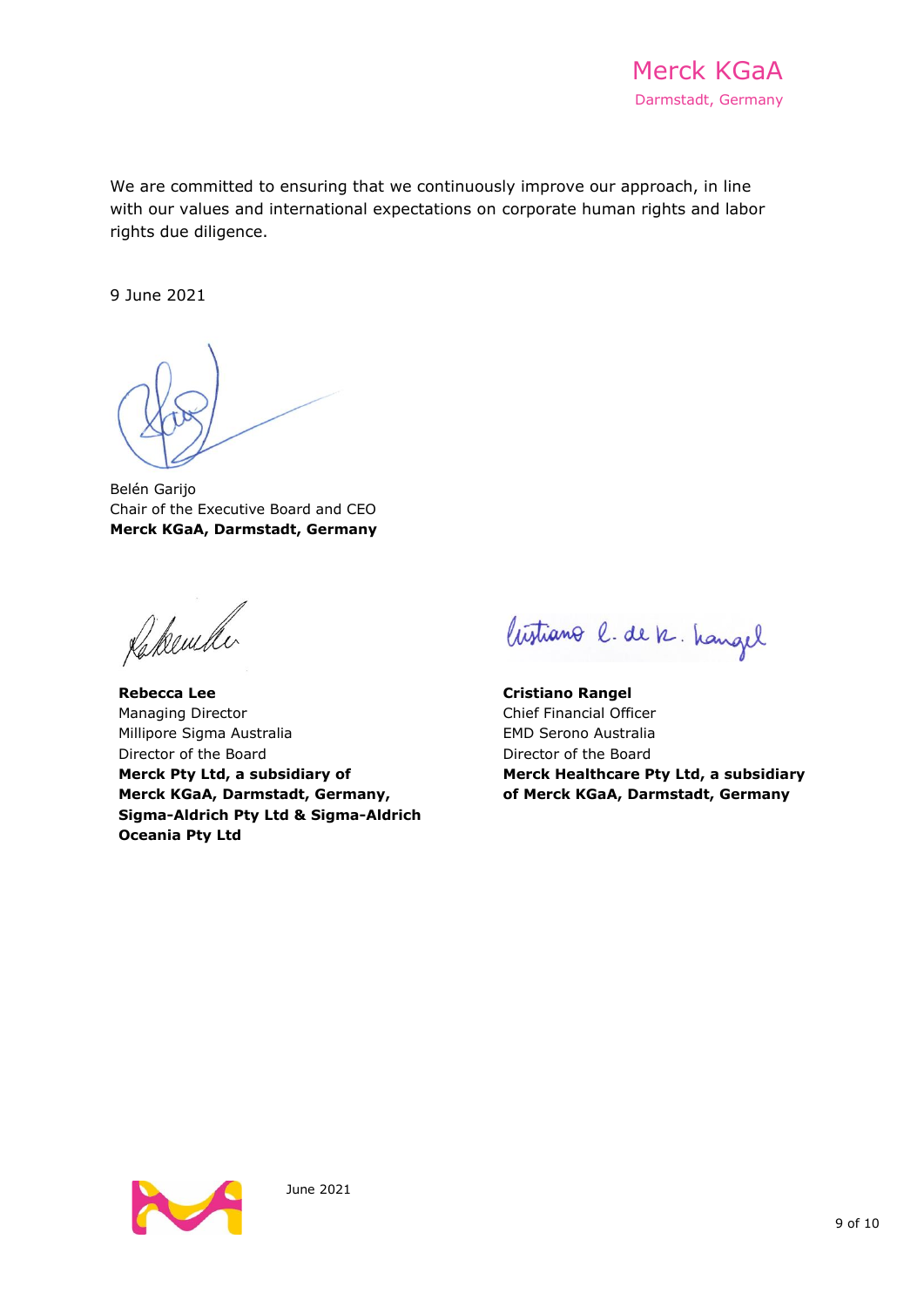We are committed to ensuring that we continuously improve our approach, in line with our values and international expectations on corporate human rights and labor rights due diligence.

9 June 2021

Belén Garijo
Chair of the Executive Board and CEO
**Merck KGaA, Darmstadt, Germany**

**Rebecca Lee**
Managing Director
Millipore Sigma Australia
Director of the Board
**Merck Pty Ltd, a subsidiary of Merck KGaA, Darmstadt, Germany, Sigma-Aldrich Pty Ltd & Sigma-Aldrich Oceania Pty Ltd**

**Cristiano Rangel**
Chief Financial Officer
EMD Serono Australia
Director of the Board
**Merck Healthcare Pty Ltd, a subsidiary of Merck KGaA, Darmstadt, Germany**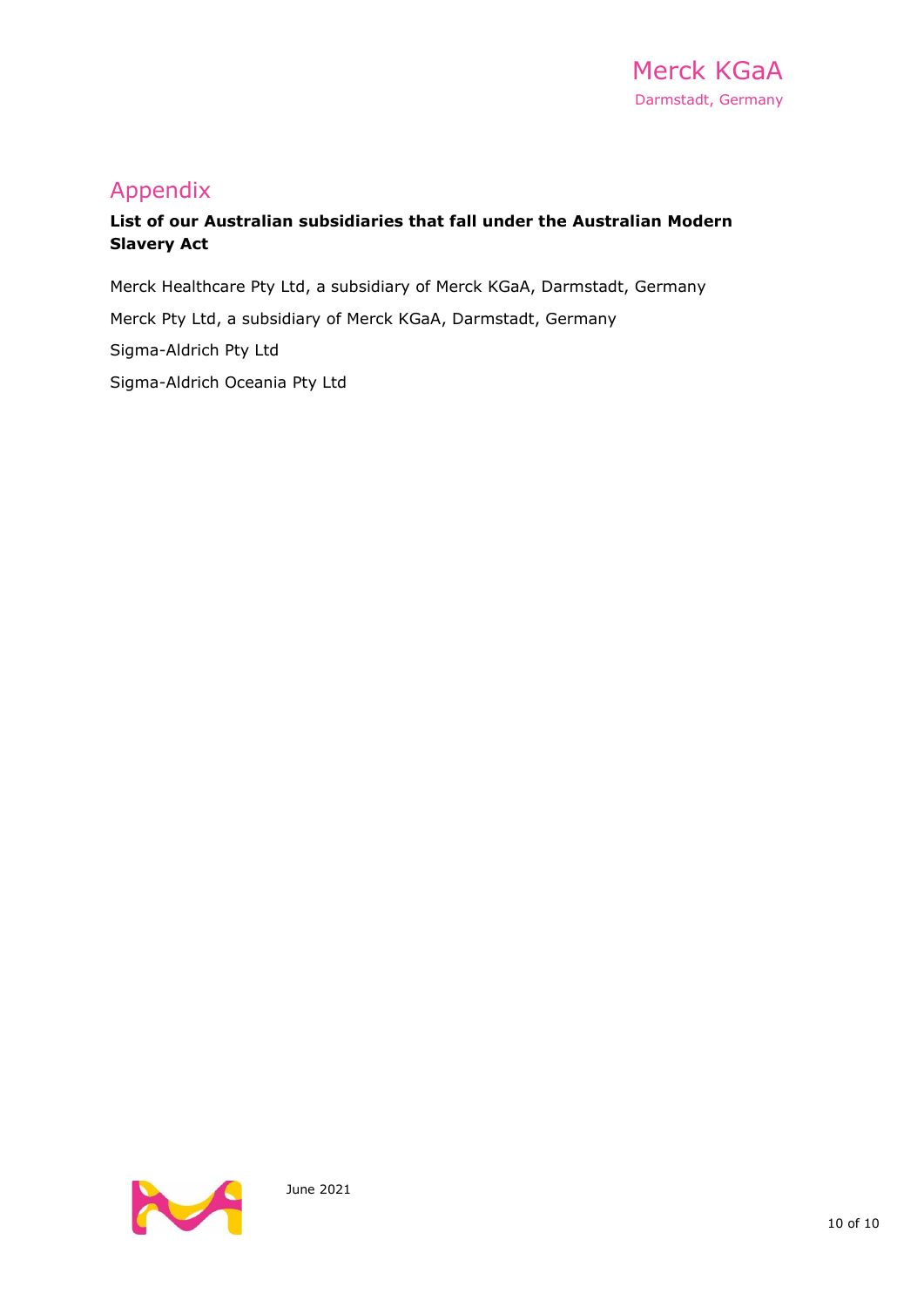# Appendix

**List of our Australian subsidiaries that fall under the Australian Modern Slavery Act**

Merck Healthcare Pty Ltd, a subsidiary of Merck KGaA, Darmstadt, Germany

Merck Pty Ltd, a subsidiary of Merck KGaA, Darmstadt, Germany

Sigma-Aldrich Pty Ltd

Sigma-Aldrich Oceania Pty Ltd